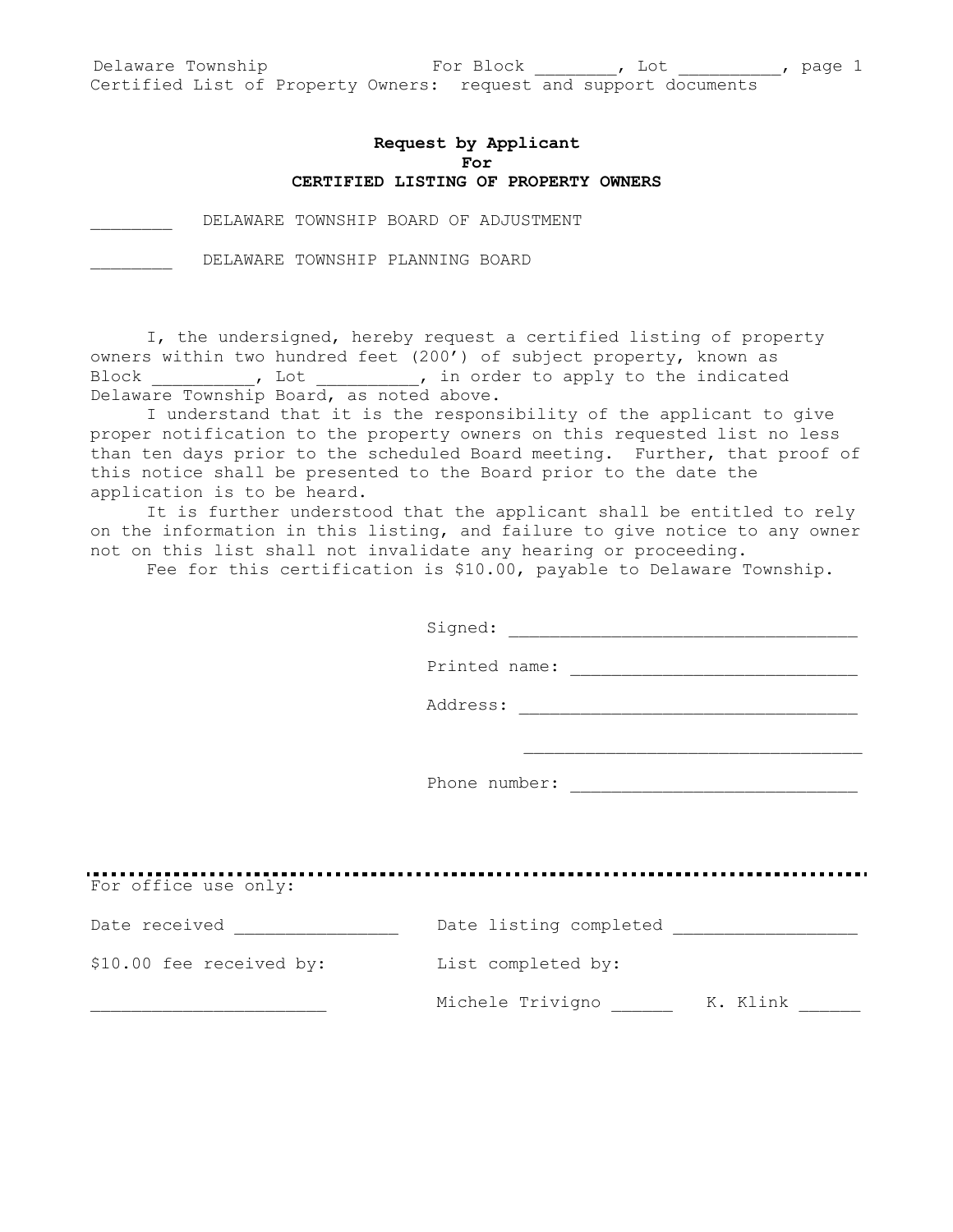# Request by Applicant
# For
# CERTIFIED LISTING OF PROPERTY OWNERS

________ DELAWARE TOWNSHIP BOARD OF ADJUSTMENT

________ DELAWARE TOWNSHIP PLANNING BOARD

I, the undersigned, hereby request a certified listing of property owners within two hundred feet (200') of subject property, known as Block __________, Lot __________, in order to apply to the indicated Delaware Township Board, as noted above.

I understand that it is the responsibility of the applicant to give proper notification to the property owners on this requested list no less than ten days prior to the scheduled Board meeting. Further, that proof of this notice shall be presented to the Board prior to the date the application is to be heard.

It is further understood that the applicant shall be entitled to rely on the information in this listing, and failure to give notice to any owner not on this list shall not invalidate any hearing or proceeding.

Fee for this certification is $10.00, payable to Delaware Township.

Signed: ___________________________________

Printed name: _____________________________

Address: __________________________________

___________________________________

Phone number: _____________________________

---

For office use only:

Date received ________________ Date listing completed __________________

$10.00 fee received by: List completed by:

________________________ Michele Trivigno ______ K. Klink ______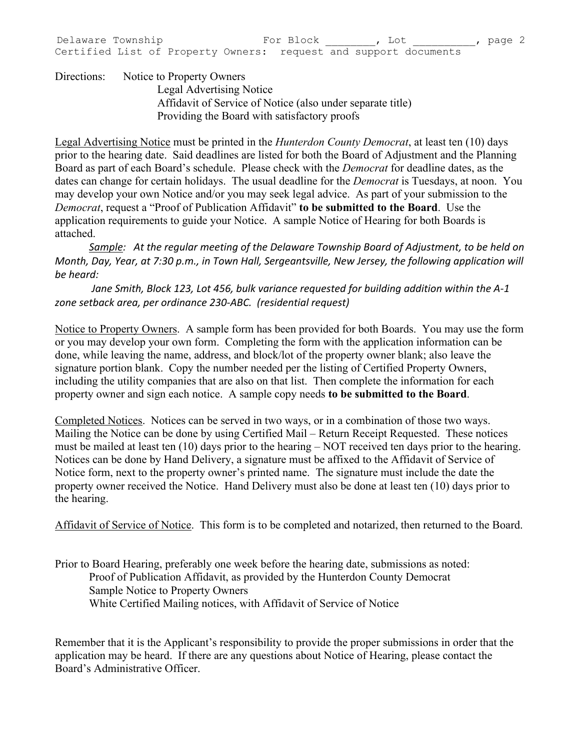Directions: Notice to Property Owners
Legal Advertising Notice
Affidavit of Service of Notice (also under separate title)
Providing the Board with satisfactory proofs

Legal Advertising Notice must be printed in the *Hunterdon County Democrat*, at least ten (10) days prior to the hearing date. Said deadlines are listed for both the Board of Adjustment and the Planning Board as part of each Board's schedule. Please check with the *Democrat* for deadline dates, as the dates can change for certain holidays. The usual deadline for the *Democrat* is Tuesdays, at noon. You may develop your own Notice and/or you may seek legal advice. As part of your submission to the *Democrat*, request a "Proof of Publication Affidavit" **to be submitted to the Board**. Use the application requirements to guide your Notice. A sample Notice of Hearing for both Boards is attached.

*Sample: At the regular meeting of the Delaware Township Board of Adjustment, to be held on Month, Day, Year, at 7:30 p.m., in Town Hall, Sergeantsville, New Jersey, the following application will be heard:*

*Jane Smith, Block 123, Lot 456, bulk variance requested for building addition within the A-1 zone setback area, per ordinance 230-ABC. (residential request)*

Notice to Property Owners. A sample form has been provided for both Boards. You may use the form or you may develop your own form. Completing the form with the application information can be done, while leaving the name, address, and block/lot of the property owner blank; also leave the signature portion blank. Copy the number needed per the listing of Certified Property Owners, including the utility companies that are also on that list. Then complete the information for each property owner and sign each notice. A sample copy needs **to be submitted to the Board**.

Completed Notices. Notices can be served in two ways, or in a combination of those two ways. Mailing the Notice can be done by using Certified Mail – Return Receipt Requested. These notices must be mailed at least ten (10) days prior to the hearing – NOT received ten days prior to the hearing. Notices can be done by Hand Delivery, a signature must be affixed to the Affidavit of Service of Notice form, next to the property owner's printed name. The signature must include the date the property owner received the Notice. Hand Delivery must also be done at least ten (10) days prior to the hearing.

Affidavit of Service of Notice. This form is to be completed and notarized, then returned to the Board.

Prior to Board Hearing, preferably one week before the hearing date, submissions as noted:

Proof of Publication Affidavit, as provided by the Hunterdon County Democrat
Sample Notice to Property Owners
White Certified Mailing notices, with Affidavit of Service of Notice

Remember that it is the Applicant's responsibility to provide the proper submissions in order that the application may be heard. If there are any questions about Notice of Hearing, please contact the Board's Administrative Officer.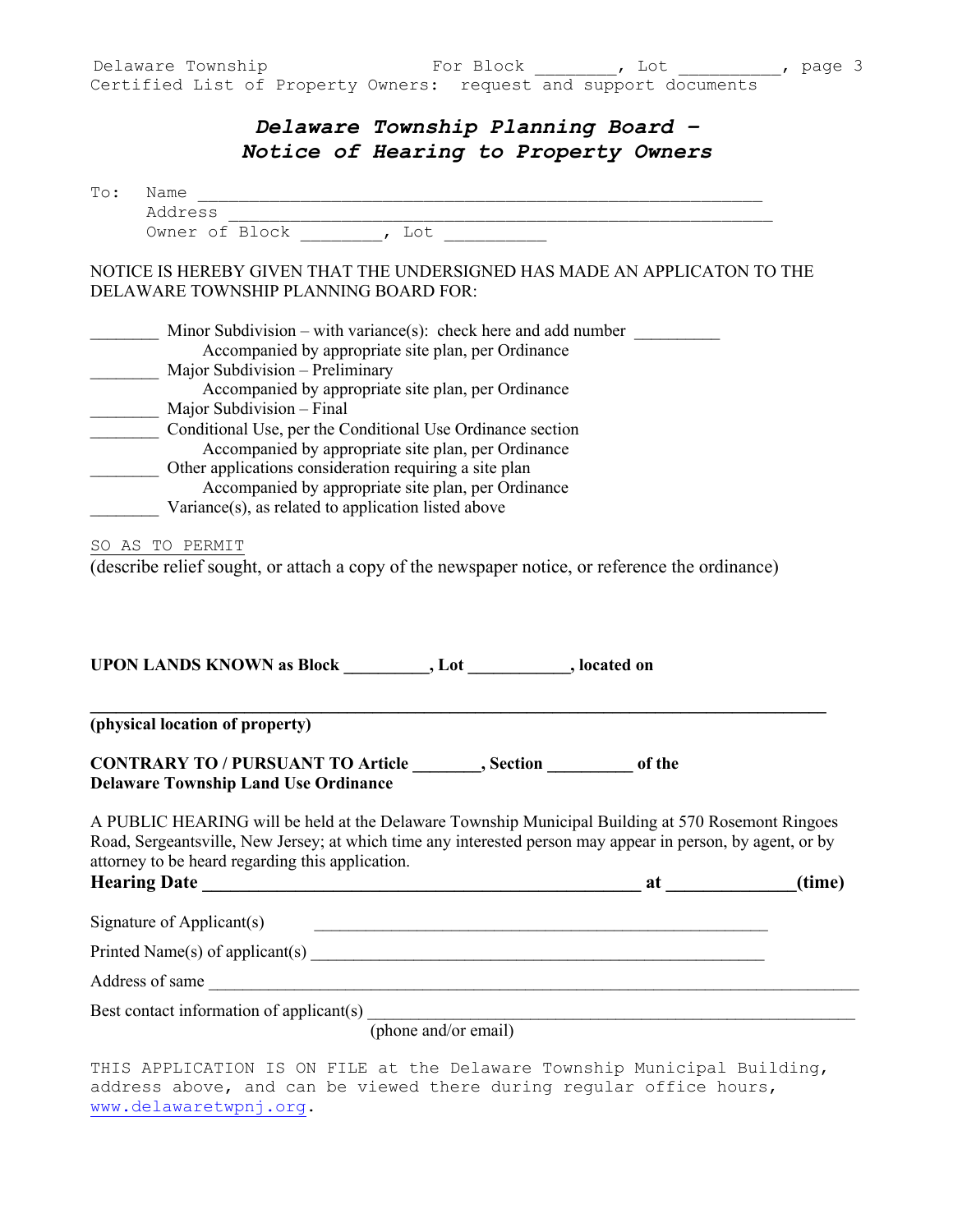# *Delaware Township Planning Board – Notice of Hearing to Property Owners*

To: Name ____________________________________________________________
Address ____________________________________________________________
Owner of Block ________, Lot __________

NOTICE IS HEREBY GIVEN THAT THE UNDERSIGNED HAS MADE AN APPLICATON TO THE DELAWARE TOWNSHIP PLANNING BOARD FOR:

________ Minor Subdivision – with variance(s): check here and add number __________
Accompanied by appropriate site plan, per Ordinance
________ Major Subdivision – Preliminary
Accompanied by appropriate site plan, per Ordinance
________ Major Subdivision – Final
________ Conditional Use, per the Conditional Use Ordinance section
Accompanied by appropriate site plan, per Ordinance
________ Other applications consideration requiring a site plan
Accompanied by appropriate site plan, per Ordinance
________ Variance(s), as related to application listed above

SO AS TO PERMIT
(describe relief sought, or attach a copy of the newspaper notice, or reference the ordinance)

**UPON LANDS KNOWN as Block __________, Lot ___________, located on**

**______________________________________________________________________**
**(physical location of property)**

**CONTRARY TO / PURSUANT TO Article ________, Section __________ of the Delaware Township Land Use Ordinance**

A PUBLIC HEARING will be held at the Delaware Township Municipal Building at 570 Rosemont Ringoes Road, Sergeantsville, New Jersey; at which time any interested person may appear in person, by agent, or by attorney to be heard regarding this application.

**Hearing Date ___________________________________________ at ______________(time)**

Signature of Applicant(s) ______________________________________________

Printed Name(s) of applicant(s) ______________________________________________

Address of same ______________________________________________________________

Best contact information of applicant(s) ______________________________________________
(phone and/or email)

THIS APPLICATION IS ON FILE at the Delaware Township Municipal Building, address above, and can be viewed there during regular office hours, www.delawaretwpnj.org.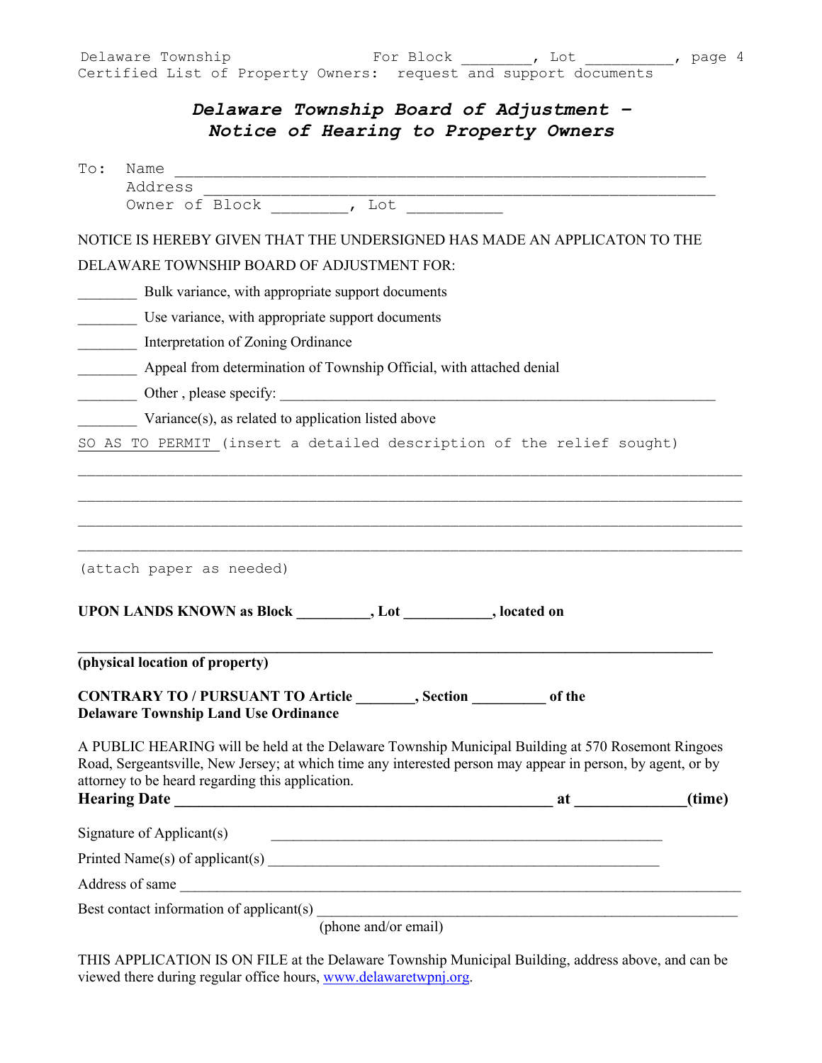## Delaware Township Board of Adjustment – Notice of Hearing to Property Owners

To: Name ______________________________________________________________
Address _____________________________________________________________
Owner of Block ________, Lot __________

NOTICE IS HEREBY GIVEN THAT THE UNDERSIGNED HAS MADE AN APPLICATON TO THE DELAWARE TOWNSHIP BOARD OF ADJUSTMENT FOR:

________ Bulk variance, with appropriate support documents

________ Use variance, with appropriate support documents

________ Interpretation of Zoning Ordinance

________ Appeal from determination of Township Official, with attached denial

________ Other , please specify: _____________________________________________________

________ Variance(s), as related to application listed above

SO AS TO PERMIT (insert a detailed description of the relief sought)

______________________________________________________________________________

______________________________________________________________________________

______________________________________________________________________________

______________________________________________________________________________

(attach paper as needed)

**UPON LANDS KNOWN as Block __________, Lot ___________, located on**

**______________________________________________________________________________**

**(physical location of property)**

**CONTRARY TO / PURSUANT TO Article ________, Section __________ of the Delaware Township Land Use Ordinance**

A PUBLIC HEARING will be held at the Delaware Township Municipal Building at 570 Rosemont Ringoes Road, Sergeantsville, New Jersey; at which time any interested person may appear in person, by agent, or by attorney to be heard regarding this application.

**Hearing Date __________________________________________ at ______________(time)**

Signature of Applicant(s) ____________________________________________________

Printed Name(s) of applicant(s) _______________________________________________

Address of same ____________________________________________________________

Best contact information of applicant(s) _______________________________________________
(phone and/or email)

THIS APPLICATION IS ON FILE at the Delaware Township Municipal Building, address above, and can be viewed there during regular office hours, www.delawaretwpnj.org.